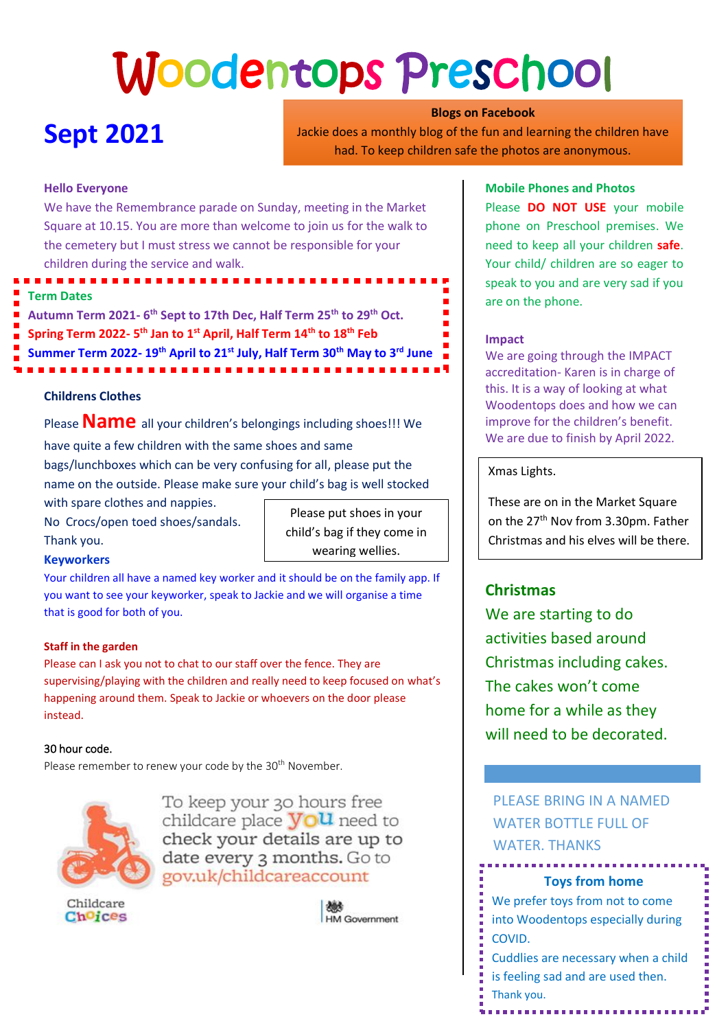# Woodentops Preschool

## Sept 2021

**Blogs on Facebook**

Jackie does a monthly blog of the fun and learning the children have had. To keep children safe the photos are anonymous.

**Hello Everyone**

We have the Remembrance parade on Sunday, meeting in the Market Square at 10.15. You are more than welcome to join us for the walk to the cemetery but I must stress we cannot be responsible for your children during the service and walk.

**Term Dates**

**Autumn Term 2021- 6th Sept to 17th Dec, Half Term 25th to 29th Oct.**

**Spring Term 2022- 5th Jan to 1st April, Half Term 14th to 18th Feb**

**Summer Term 2022- 19th April to 21st July, Half Term 30th May to 3rd June**

**Childrens Clothes**

Please **Name** all your children's belongings including shoes!!! We have quite a few children with the same shoes and same bags/lunchboxes which can be very confusing for all, please put the name on the outside. Please make sure your child's bag is well stocked with spare clothes and nappies.

No Crocs/open toed shoes/sandals.

Thank you.

Please put shoes in your child's bag if they come in wearing wellies.

**Keyworkers**

Your children all have a named key worker and it should be on the family app. If you want to see your keyworker, speak to Jackie and we will organise a time that is good for both of you.

**Staff in the garden**

Please can I ask you not to chat to our staff over the fence. They are supervising/playing with the children and really need to keep focused on what's happening around them. Speak to Jackie or whoevers on the door please instead.

30 hour code.

Please remember to renew your code by the 30th November.

To keep your 30 hours free childcare place you need to check your details are up to date every 3 months. Go to gov.uk/childcareaccount

Childcare Choices

HM Government

**Mobile Phones and Photos**

Please **DO NOT USE** your mobile phone on Preschool premises. We need to keep all your children **safe**. Your child/ children are so eager to speak to you and are very sad if you are on the phone.

**Impact**

We are going through the IMPACT accreditation- Karen is in charge of this. It is a way of looking at what Woodentops does and how we can improve for the children's benefit. We are due to finish by April 2022.

Xmas Lights.

These are on in the Market Square on the 27th Nov from 3.30pm. Father Christmas and his elves will be there.

**Christmas**

We are starting to do activities based around Christmas including cakes. The cakes won't come home for a while as they will need to be decorated.

PLEASE BRING IN A NAMED WATER BOTTLE FULL OF WATER. THANKS

**Toys from home**

We prefer toys from not to come into Woodentops especially during COVID.

Cuddlies are necessary when a child is feeling sad and are used then.

Thank you.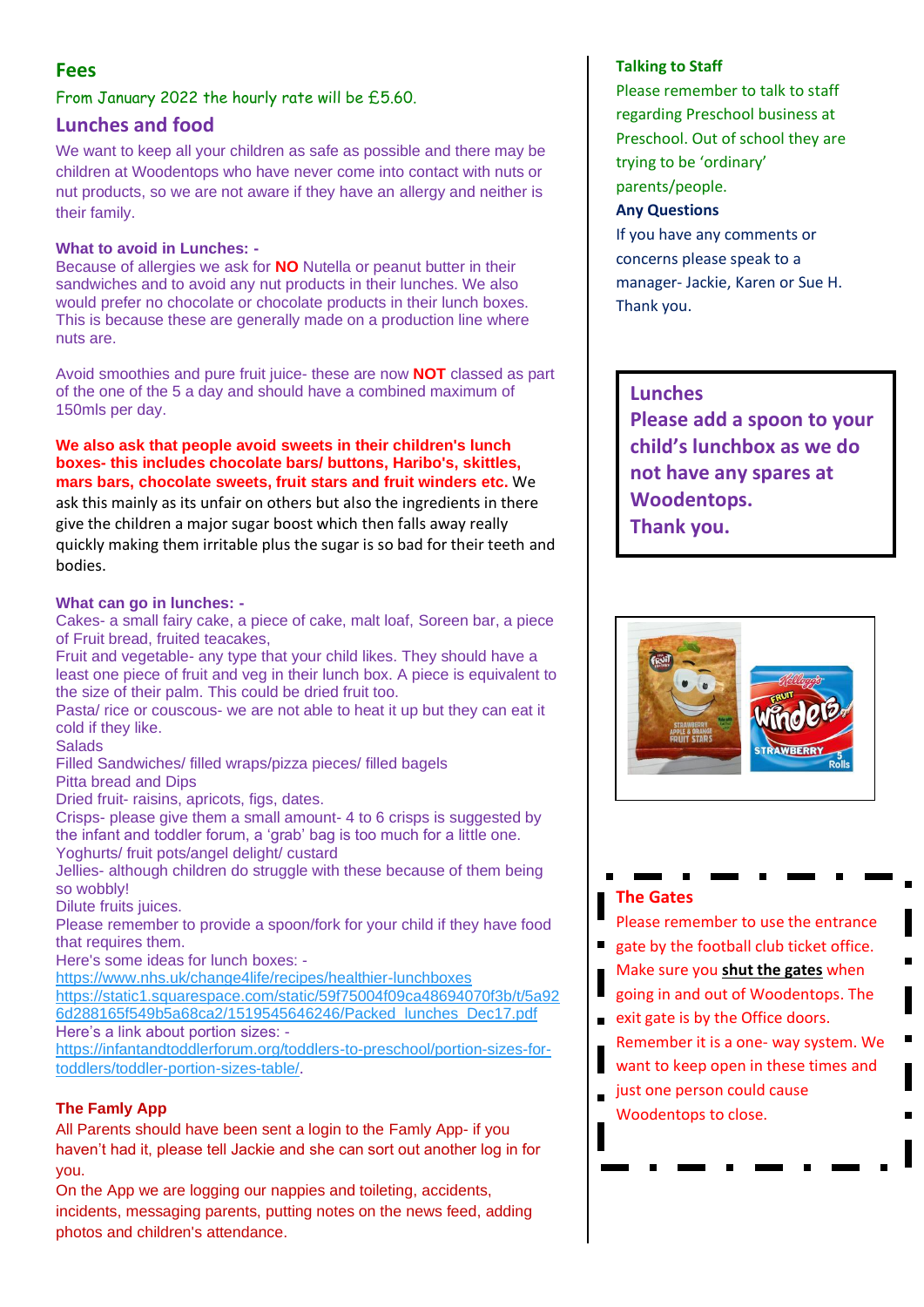## Fees

From January 2022 the hourly rate will be £5.60.

## Lunches and food

We want to keep all your children as safe as possible and there may be children at Woodentops who have never come into contact with nuts or nut products, so we are not aware if they have an allergy and neither is their family.

### What to avoid in Lunches: -

Because of allergies we ask for **NO** Nutella or peanut butter in their sandwiches and to avoid any nut products in their lunches. We also would prefer no chocolate or chocolate products in their lunch boxes. This is because these are generally made on a production line where nuts are.

Avoid smoothies and pure fruit juice- these are now **NOT** classed as part of the one of the 5 a day and should have a combined maximum of 150mls per day.

**We also ask that people avoid sweets in their children's lunch boxes- this includes chocolate bars/ buttons, Haribo's, skittles, mars bars, chocolate sweets, fruit stars and fruit winders etc.** We ask this mainly as its unfair on others but also the ingredients in there give the children a major sugar boost which then falls away really quickly making them irritable plus the sugar is so bad for their teeth and bodies.

### What can go in lunches: -

Cakes- a small fairy cake, a piece of cake, malt loaf, Soreen bar, a piece of Fruit bread, fruited teacakes,
Fruit and vegetable- any type that your child likes. They should have a least one piece of fruit and veg in their lunch box. A piece is equivalent to the size of their palm. This could be dried fruit too.
Pasta/ rice or couscous- we are not able to heat it up but they can eat it cold if they like.
Salads
Filled Sandwiches/ filled wraps/pizza pieces/ filled bagels
Pitta bread and Dips
Dried fruit- raisins, apricots, figs, dates.
Crisps- please give them a small amount- 4 to 6 crisps is suggested by the infant and toddler forum, a 'grab' bag is too much for a little one.
Yoghurts/ fruit pots/angel delight/ custard
Jellies- although children do struggle with these because of them being so wobbly!
Dilute fruits juices.
Please remember to provide a spoon/fork for your child if they have food that requires them.
Here's some ideas for lunch boxes: -
https://www.nhs.uk/change4life/recipes/healthier-lunchboxes
https://static1.squarespace.com/static/59f75004f09ca48694070f3b/t/5a926d288165f549b5a68ca2/1519545646246/Packed_lunches_Dec17.pdf
Here's a link about portion sizes: -
https://infantandtoddlerforum.org/toddlers-to-preschool/portion-sizes-for-toddlers/toddler-portion-sizes-table/.

### The Famly App

All Parents should have been sent a login to the Famly App- if you haven't had it, please tell Jackie and she can sort out another log in for you.
On the App we are logging our nappies and toileting, accidents, incidents, messaging parents, putting notes on the news feed, adding photos and children's attendance.

### Talking to Staff

Please remember to talk to staff regarding Preschool business at Preschool. Out of school they are trying to be 'ordinary' parents/people.

### Any Questions

If you have any comments or concerns please speak to a manager- Jackie, Karen or Sue H.
Thank you.

**Lunches**
**Please add a spoon to your child's lunchbox as we do not have any spares at Woodentops.**
**Thank you.**

### The Gates

Please remember to use the entrance gate by the football club ticket office. Make sure you **shut the gates** when going in and out of Woodentops. The exit gate is by the Office doors.
Remember it is a one- way system. We want to keep open in these times and just one person could cause Woodentops to close.